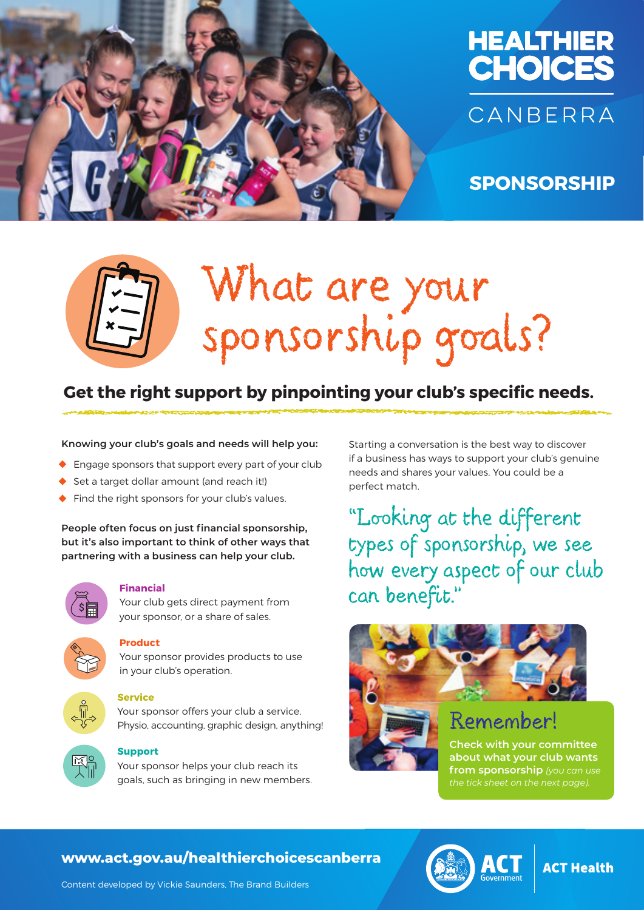HEALTHIER CHOICES

CANBERRA

SPONSORSHIP

# What are your sponsorship goals?

## Get the right support by pinpointing your club's specific needs.

**Knowing your club's goals and needs will help you:**

- Engage sponsors that support every part of your club
- Set a target dollar amount (and reach it!)
- Find the right sponsors for your club's values.

**People often focus on just financial sponsorship, but it's also important to think of other ways that partnering with a business can help your club.**

**Financial**
Your club gets direct payment from your sponsor, or a share of sales.

**Product**
Your sponsor provides products to use in your club's operation.

**Service**
Your sponsor offers your club a service. Physio, accounting, graphic design, anything!

**Support**
Your sponsor helps your club reach its goals, such as bringing in new members.

Starting a conversation is the best way to discover if a business has ways to support your club's genuine needs and shares your values. You could be a perfect match.

"Looking at the different types of sponsorship, we see how every aspect of our club can benefit."

### Remember!

**Check with your committee about what your club wants from sponsorship** *(you can use the tick sheet on the next page).*

**www.act.gov.au/healthierchoicescanberra**

Content developed by Vickie Saunders, The Brand Builders

ACT Government | ACT Health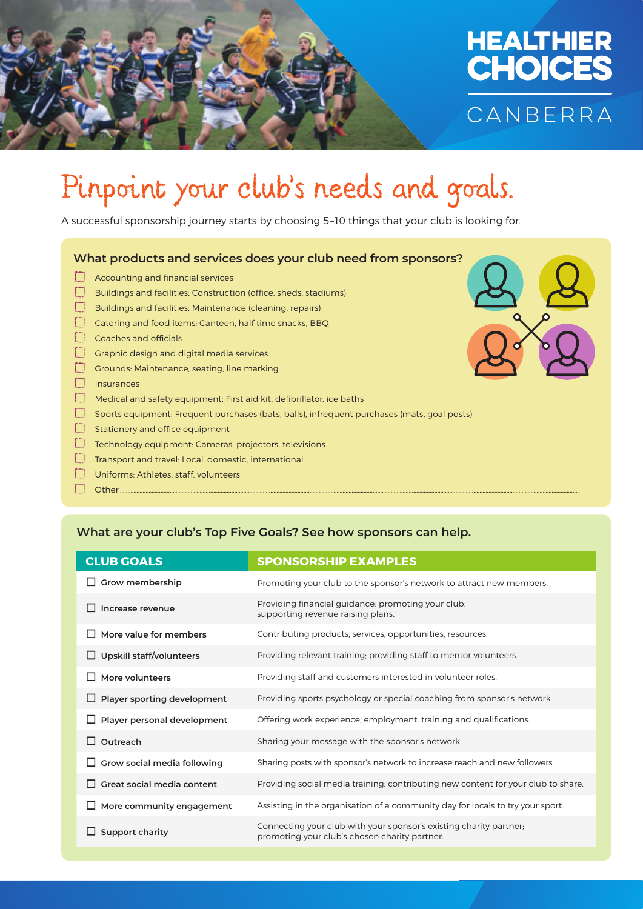HEALTHIER CHOICES CANBERRA

# Pinpoint your club's needs and goals.

A successful sponsorship journey starts by choosing 5–10 things that your club is looking for.

## What products and services does your club need from sponsors?

- ☐ Accounting and financial services
- ☐ Buildings and facilities: Construction (office, sheds, stadiums)
- ☐ Buildings and facilities: Maintenance (cleaning, repairs)
- ☐ Catering and food items: Canteen, half time snacks, BBQ
- ☐ Coaches and officials
- ☐ Graphic design and digital media services
- ☐ Grounds: Maintenance, seating, line marking
- ☐ Insurances
- ☐ Medical and safety equipment: First aid kit, defibrillator, ice baths
- ☐ Sports equipment: Frequent purchases (bats, balls), infrequent purchases (mats, goal posts)
- ☐ Stationery and office equipment
- ☐ Technology equipment: Cameras, projectors, televisions
- ☐ Transport and travel: Local, domestic, international
- ☐ Uniforms: Athletes, staff, volunteers
- ☐ Other ...................................................................

## What are your club's Top Five Goals? See how sponsors can help.

| CLUB GOALS | SPONSORSHIP EXAMPLES |
|---|---|
| ☐ **Grow membership** | Promoting your club to the sponsor's network to attract new members. |
| ☐ **Increase revenue** | Providing financial guidance; promoting your club; supporting revenue raising plans. |
| ☐ **More value for members** | Contributing products, services, opportunities, resources. |
| ☐ **Upskill staff/volunteers** | Providing relevant training; providing staff to mentor volunteers. |
| ☐ **More volunteers** | Providing staff and customers interested in volunteer roles. |
| ☐ **Player sporting development** | Providing sports psychology or special coaching from sponsor's network. |
| ☐ **Player personal development** | Offering work experience, employment, training and qualifications. |
| ☐ **Outreach** | Sharing your message with the sponsor's network. |
| ☐ **Grow social media following** | Sharing posts with sponsor's network to increase reach and new followers. |
| ☐ **Great social media content** | Providing social media training; contributing new content for your club to share. |
| ☐ **More community engagement** | Assisting in the organisation of a community day for locals to try your sport. |
| ☐ **Support charity** | Connecting your club with your sponsor's existing charity partner; promoting your club's chosen charity partner. |